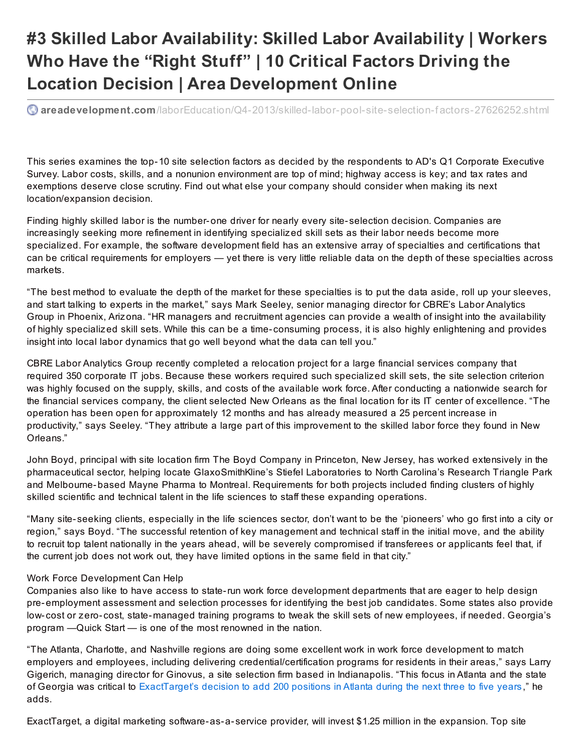# #3 Skilled Labor Availability: Skilled Labor Availability | Workers Who Have the "Right Stuff" | 10 Critical Factors Driving the Location Decision | Area Development Online

**areadevelopment.com**/laborEducation/Q4-2013/skilled-labor-pool-site-selection-factors-27626252.shtml

This series examines the top-10 site selection factors as decided by the respondents to AD's Q1 Corporate Executive Survey. Labor costs, skills, and a nonunion environment are top of mind; highway access is key; and tax rates and exemptions deserve close scrutiny. Find out what else your company should consider when making its next location/expansion decision.

Finding highly skilled labor is the number-one driver for nearly every site-selection decision. Companies are increasingly seeking more refinement in identifying specialized skill sets as their labor needs become more specialized. For example, the software development field has an extensive array of specialties and certifications that can be critical requirements for employers — yet there is very little reliable data on the depth of these specialties across markets.

"The best method to evaluate the depth of the market for these specialties is to put the data aside, roll up your sleeves, and start talking to experts in the market," says Mark Seeley, senior managing director for CBRE's Labor Analytics Group in Phoenix, Arizona. "HR managers and recruitment agencies can provide a wealth of insight into the availability of highly specialized skill sets. While this can be a time-consuming process, it is also highly enlightening and provides insight into local labor dynamics that go well beyond what the data can tell you."

CBRE Labor Analytics Group recently completed a relocation project for a large financial services company that required 350 corporate IT jobs. Because these workers required such specialized skill sets, the site selection criterion was highly focused on the supply, skills, and costs of the available work force. After conducting a nationwide search for the financial services company, the client selected New Orleans as the final location for its IT center of excellence. "The operation has been open for approximately 12 months and has already measured a 25 percent increase in productivity," says Seeley. "They attribute a large part of this improvement to the skilled labor force they found in New Orleans."

John Boyd, principal with site location firm The Boyd Company in Princeton, New Jersey, has worked extensively in the pharmaceutical sector, helping locate GlaxoSmithKline's Stiefel Laboratories to North Carolina's Research Triangle Park and Melbourne-based Mayne Pharma to Montreal. Requirements for both projects included finding clusters of highly skilled scientific and technical talent in the life sciences to staff these expanding operations.

"Many site-seeking clients, especially in the life sciences sector, don't want to be the 'pioneers' who go first into a city or region," says Boyd. "The successful retention of key management and technical staff in the initial move, and the ability to recruit top talent nationally in the years ahead, will be severely compromised if transferees or applicants feel that, if the current job does not work out, they have limited options in the same field in that city."

Work Force Development Can Help

Companies also like to have access to state-run work force development departments that are eager to help design pre-employment assessment and selection processes for identifying the best job candidates. Some states also provide low-cost or zero-cost, state-managed training programs to tweak the skill sets of new employees, if needed. Georgia's program —Quick Start — is one of the most renowned in the nation.

"The Atlanta, Charlotte, and Nashville regions are doing some excellent work in work force development to match employers and employees, including delivering credential/certification programs for residents in their areas," says Larry Gigerich, managing director for Ginovus, a site selection firm based in Indianapolis. "This focus in Atlanta and the state of Georgia was critical to ExactTarget's decision to add 200 positions in Atlanta during the next three to five years," he adds.

ExactTarget, a digital marketing software-as-a-service provider, will invest $1.25 million in the expansion. Top site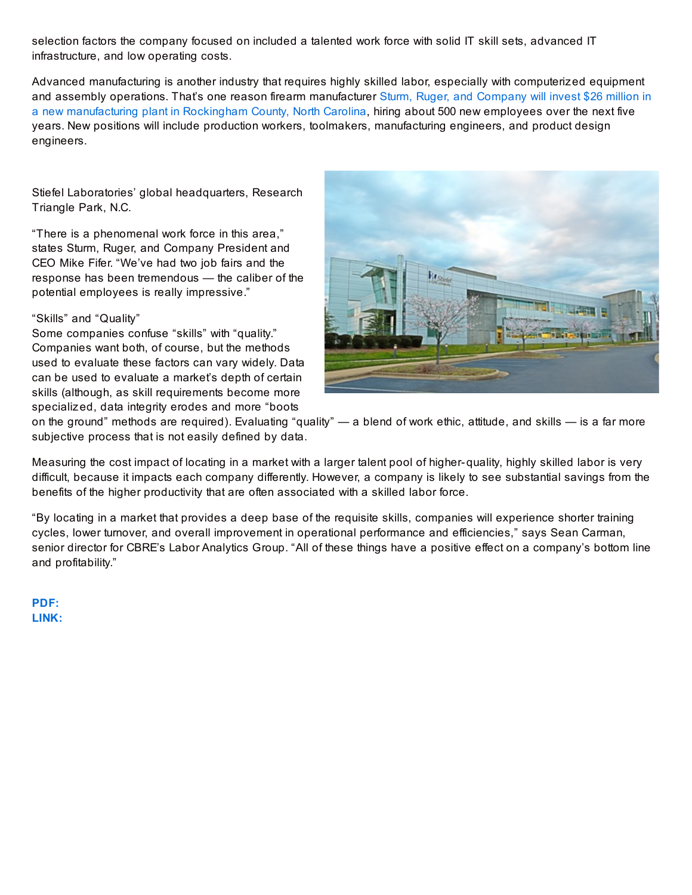selection factors the company focused on included a talented work force with solid IT skill sets, advanced IT infrastructure, and low operating costs.

Advanced manufacturing is another industry that requires highly skilled labor, especially with computerized equipment and assembly operations. That's one reason firearm manufacturer Sturm, Ruger, and Company will invest $26 million in a new manufacturing plant in Rockingham County, North Carolina, hiring about 500 new employees over the next five years. New positions will include production workers, toolmakers, manufacturing engineers, and product design engineers.

Stiefel Laboratories' global headquarters, Research Triangle Park, N.C.

"There is a phenomenal work force in this area," states Sturm, Ruger, and Company President and CEO Mike Fifer. "We've had two job fairs and the response has been tremendous — the caliber of the potential employees is really impressive."

"Skills" and "Quality"

Some companies confuse "skills" with "quality." Companies want both, of course, but the methods used to evaluate these factors can vary widely. Data can be used to evaluate a market's depth of certain skills (although, as skill requirements become more specialized, data integrity erodes and more "boots on the ground" methods are required). Evaluating "quality" — a blend of work ethic, attitude, and skills — is a far more subjective process that is not easily defined by data.

Measuring the cost impact of locating in a market with a larger talent pool of higher-quality, highly skilled labor is very difficult, because it impacts each company differently. However, a company is likely to see substantial savings from the benefits of the higher productivity that are often associated with a skilled labor force.

"By locating in a market that provides a deep base of the requisite skills, companies will experience shorter training cycles, lower turnover, and overall improvement in operational performance and efficiencies," says Sean Carman, senior director for CBRE's Labor Analytics Group. "All of these things have a positive effect on a company's bottom line and profitability."

**PDF:**
**LINK:**